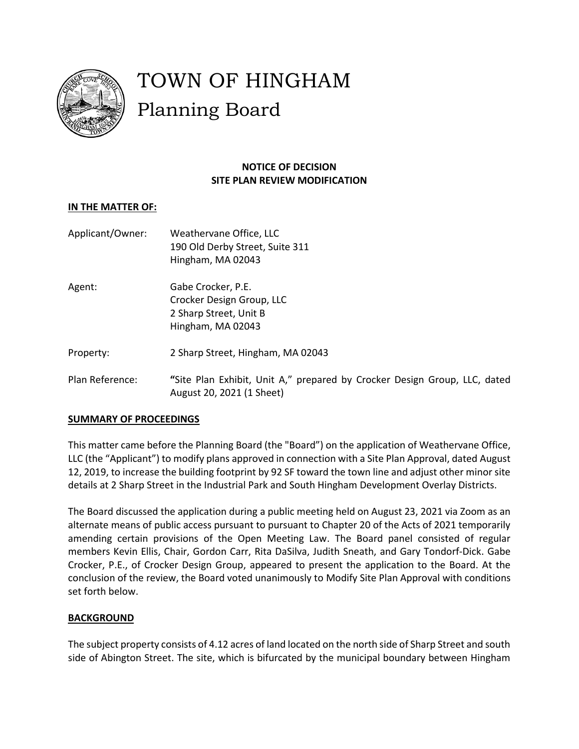# TOWN OF HINGHAM
## Planning Board

**NOTICE OF DECISION**
**SITE PLAN REVIEW MODIFICATION**

**IN THE MATTER OF:**

| | |
|---|---|
| Applicant/Owner: | Weathervane Office, LLC<br>190 Old Derby Street, Suite 311<br>Hingham, MA 02043 |
| Agent: | Gabe Crocker, P.E.<br>Crocker Design Group, LLC<br>2 Sharp Street, Unit B<br>Hingham, MA 02043 |
| Property: | 2 Sharp Street, Hingham, MA 02043 |
| Plan Reference: | **"**Site Plan Exhibit, Unit A," prepared by Crocker Design Group, LLC, dated August 20, 2021 (1 Sheet) |

**SUMMARY OF PROCEEDINGS**

This matter came before the Planning Board (the "Board") on the application of Weathervane Office, LLC (the "Applicant") to modify plans approved in connection with a Site Plan Approval, dated August 12, 2019, to increase the building footprint by 92 SF toward the town line and adjust other minor site details at 2 Sharp Street in the Industrial Park and South Hingham Development Overlay Districts.

The Board discussed the application during a public meeting held on August 23, 2021 via Zoom as an alternate means of public access pursuant to pursuant to Chapter 20 of the Acts of 2021 temporarily amending certain provisions of the Open Meeting Law. The Board panel consisted of regular members Kevin Ellis, Chair, Gordon Carr, Rita DaSilva, Judith Sneath, and Gary Tondorf-Dick. Gabe Crocker, P.E., of Crocker Design Group, appeared to present the application to the Board. At the conclusion of the review, the Board voted unanimously to Modify Site Plan Approval with conditions set forth below.

**BACKGROUND**

The subject property consists of 4.12 acres of land located on the north side of Sharp Street and south side of Abington Street. The site, which is bifurcated by the municipal boundary between Hingham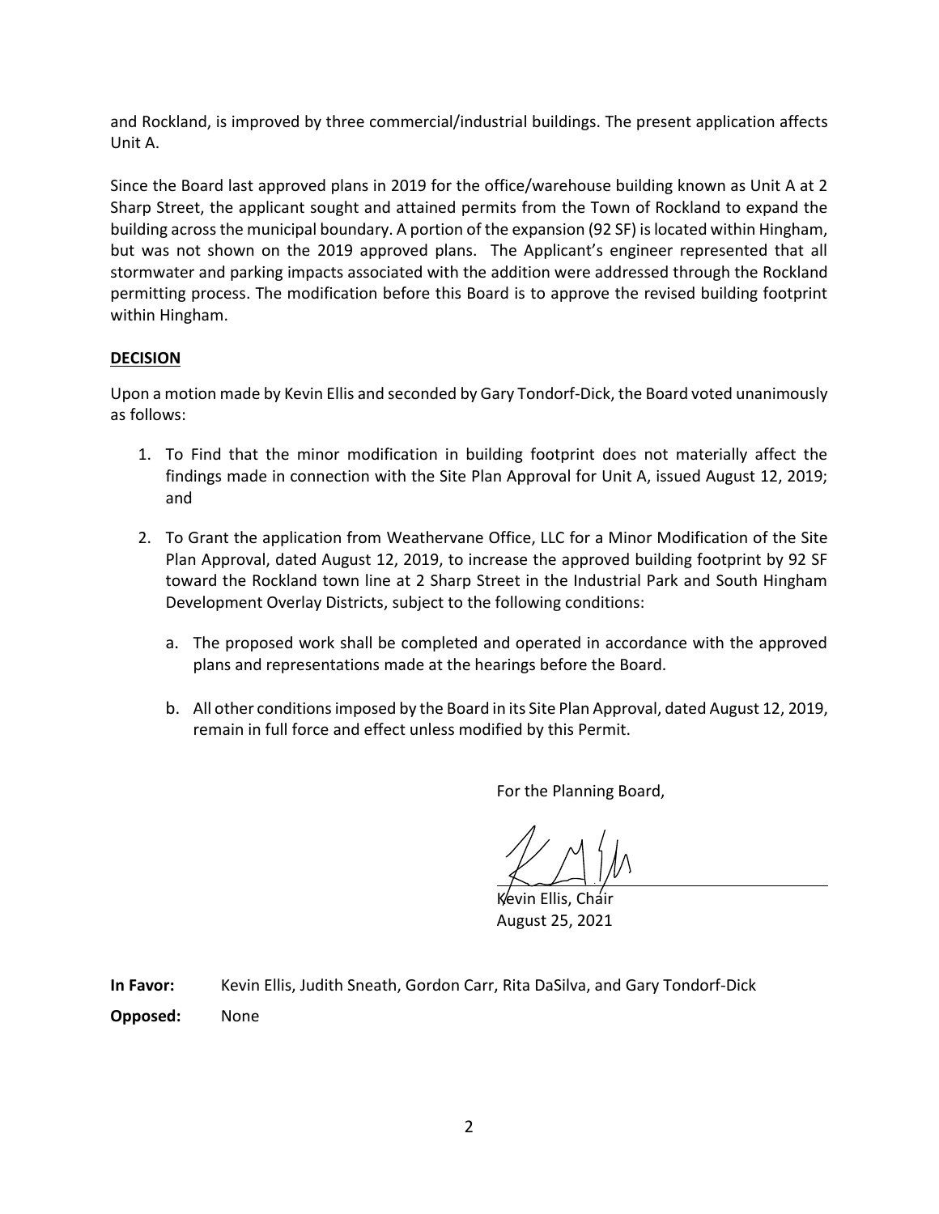and Rockland, is improved by three commercial/industrial buildings. The present application affects Unit A.

Since the Board last approved plans in 2019 for the office/warehouse building known as Unit A at 2 Sharp Street, the applicant sought and attained permits from the Town of Rockland to expand the building across the municipal boundary. A portion of the expansion (92 SF) is located within Hingham, but was not shown on the 2019 approved plans. The Applicant's engineer represented that all stormwater and parking impacts associated with the addition were addressed through the Rockland permitting process. The modification before this Board is to approve the revised building footprint within Hingham.

**DECISION**

Upon a motion made by Kevin Ellis and seconded by Gary Tondorf-Dick, the Board voted unanimously as follows:

1. To Find that the minor modification in building footprint does not materially affect the findings made in connection with the Site Plan Approval for Unit A, issued August 12, 2019; and

2. To Grant the application from Weathervane Office, LLC for a Minor Modification of the Site Plan Approval, dated August 12, 2019, to increase the approved building footprint by 92 SF toward the Rockland town line at 2 Sharp Street in the Industrial Park and South Hingham Development Overlay Districts, subject to the following conditions:

   a. The proposed work shall be completed and operated in accordance with the approved plans and representations made at the hearings before the Board.

   b. All other conditions imposed by the Board in its Site Plan Approval, dated August 12, 2019, remain in full force and effect unless modified by this Permit.

For the Planning Board,

Kevin Ellis, Chair
August 25, 2021

**In Favor:** Kevin Ellis, Judith Sneath, Gordon Carr, Rita DaSilva, and Gary Tondorf-Dick

**Opposed:** None